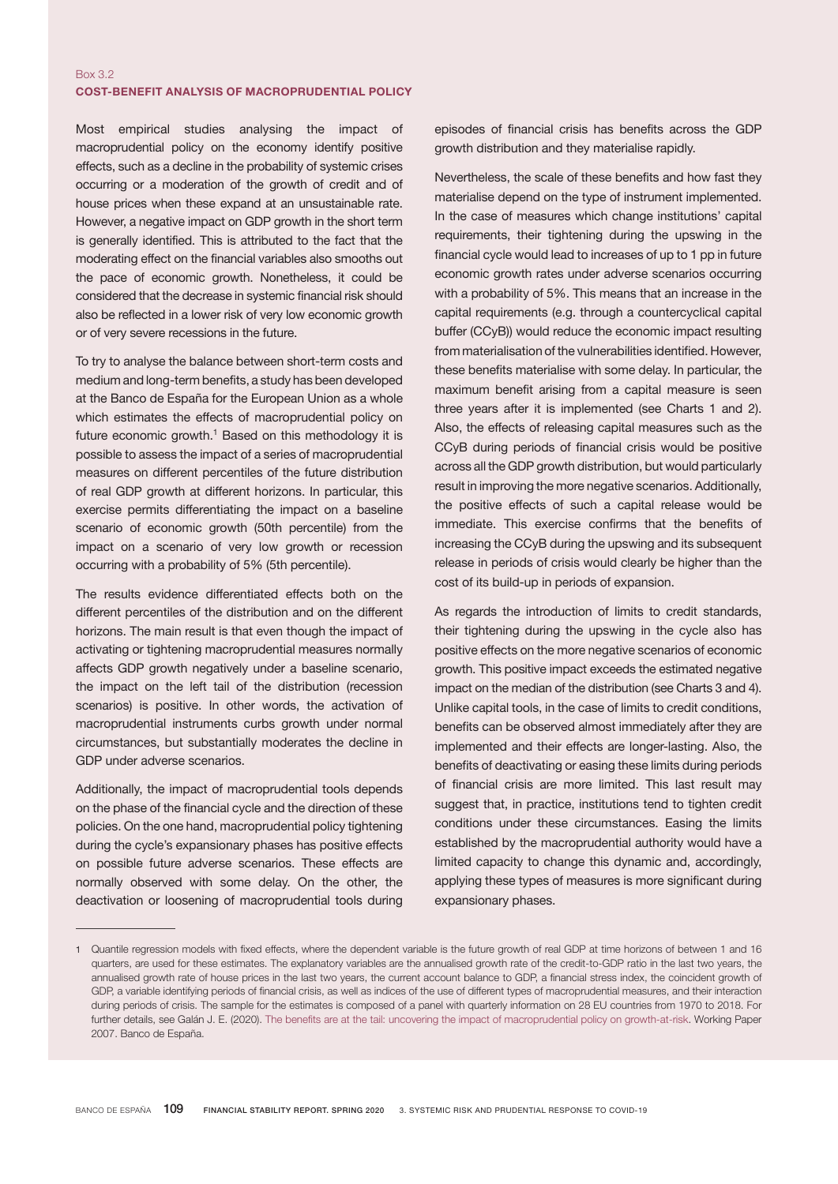Box 3.2

## COST-BENEFIT ANALYSIS OF MACROPRUDENTIAL POLICY

Most empirical studies analysing the impact of macroprudential policy on the economy identify positive effects, such as a decline in the probability of systemic crises occurring or a moderation of the growth of credit and of house prices when these expand at an unsustainable rate. However, a negative impact on GDP growth in the short term is generally identified. This is attributed to the fact that the moderating effect on the financial variables also smooths out the pace of economic growth. Nonetheless, it could be considered that the decrease in systemic financial risk should also be reflected in a lower risk of very low economic growth or of very severe recessions in the future.

To try to analyse the balance between short-term costs and medium and long-term benefits, a study has been developed at the Banco de España for the European Union as a whole which estimates the effects of macroprudential policy on future economic growth.[1] Based on this methodology it is possible to assess the impact of a series of macroprudential measures on different percentiles of the future distribution of real GDP growth at different horizons. In particular, this exercise permits differentiating the impact on a baseline scenario of economic growth (50th percentile) from the impact on a scenario of very low growth or recession occurring with a probability of 5% (5th percentile).

The results evidence differentiated effects both on the different percentiles of the distribution and on the different horizons. The main result is that even though the impact of activating or tightening macroprudential measures normally affects GDP growth negatively under a baseline scenario, the impact on the left tail of the distribution (recession scenarios) is positive. In other words, the activation of macroprudential instruments curbs growth under normal circumstances, but substantially moderates the decline in GDP under adverse scenarios.

Additionally, the impact of macroprudential tools depends on the phase of the financial cycle and the direction of these policies. On the one hand, macroprudential policy tightening during the cycle's expansionary phases has positive effects on possible future adverse scenarios. These effects are normally observed with some delay. On the other, the deactivation or loosening of macroprudential tools during episodes of financial crisis has benefits across the GDP growth distribution and they materialise rapidly.

Nevertheless, the scale of these benefits and how fast they materialise depend on the type of instrument implemented. In the case of measures which change institutions' capital requirements, their tightening during the upswing in the financial cycle would lead to increases of up to 1 pp in future economic growth rates under adverse scenarios occurring with a probability of 5%. This means that an increase in the capital requirements (e.g. through a countercyclical capital buffer (CCyB)) would reduce the economic impact resulting from materialisation of the vulnerabilities identified. However, these benefits materialise with some delay. In particular, the maximum benefit arising from a capital measure is seen three years after it is implemented (see Charts 1 and 2). Also, the effects of releasing capital measures such as the CCyB during periods of financial crisis would be positive across all the GDP growth distribution, but would particularly result in improving the more negative scenarios. Additionally, the positive effects of such a capital release would be immediate. This exercise confirms that the benefits of increasing the CCyB during the upswing and its subsequent release in periods of crisis would clearly be higher than the cost of its build-up in periods of expansion.

As regards the introduction of limits to credit standards, their tightening during the upswing in the cycle also has positive effects on the more negative scenarios of economic growth. This positive impact exceeds the estimated negative impact on the median of the distribution (see Charts 3 and 4). Unlike capital tools, in the case of limits to credit conditions, benefits can be observed almost immediately after they are implemented and their effects are longer-lasting. Also, the benefits of deactivating or easing these limits during periods of financial crisis are more limited. This last result may suggest that, in practice, institutions tend to tighten credit conditions under these circumstances. Easing the limits established by the macroprudential authority would have a limited capacity to change this dynamic and, accordingly, applying these types of measures is more significant during expansionary phases.

---

1 Quantile regression models with fixed effects, where the dependent variable is the future growth of real GDP at time horizons of between 1 and 16 quarters, are used for these estimates. The explanatory variables are the annualised growth rate of the credit-to-GDP ratio in the last two years, the annualised growth rate of house prices in the last two years, the current account balance to GDP, a financial stress index, the coincident growth of GDP, a variable identifying periods of financial crisis, as well as indices of the use of different types of macroprudential measures, and their interaction during periods of crisis. The sample for the estimates is composed of a panel with quarterly information on 28 EU countries from 1970 to 2018. For further details, see Galán J. E. (2020). The benefits are at the tail: uncovering the impact of macroprudential policy on growth-at-risk. Working Paper 2007. Banco de España.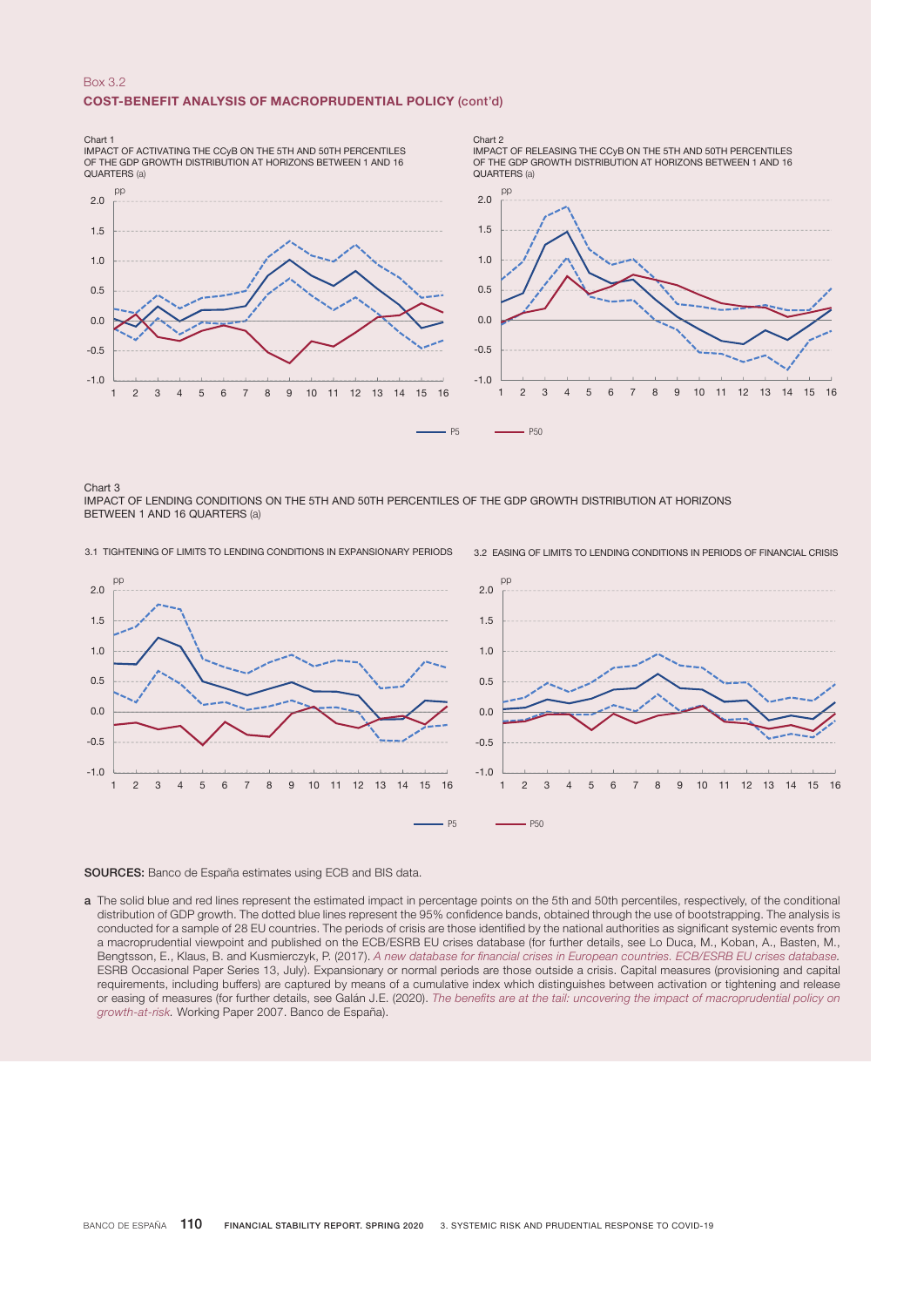Box 3.2

## COST-BENEFIT ANALYSIS OF MACROPRUDENTIAL POLICY (cont'd)

Chart 1
IMPACT OF ACTIVATING THE CCyB ON THE 5TH AND 50TH PERCENTILES OF THE GDP GROWTH DISTRIBUTION AT HORIZONS BETWEEN 1 AND 16 QUARTERS (a)

pp
2.0
1.5
1.0
0.5
0.0
-0.5
-1.0
1 2 3 4 5 6 7 8 9 10 11 12 13 14 15 16

Chart 2
IMPACT OF RELEASING THE CCyB ON THE 5TH AND 50TH PERCENTILES OF THE GDP GROWTH DISTRIBUTION AT HORIZONS BETWEEN 1 AND 16 QUARTERS (a)

pp
2.0
1.5
1.0
0.5
0.0
-0.5
-1.0
1 2 3 4 5 6 7 8 9 10 11 12 13 14 15 16

P5 P50

Chart 3
IMPACT OF LENDING CONDITIONS ON THE 5TH AND 50TH PERCENTILES OF THE GDP GROWTH DISTRIBUTION AT HORIZONS BETWEEN 1 AND 16 QUARTERS (a)

3.1 TIGHTENING OF LIMITS TO LENDING CONDITIONS IN EXPANSIONARY PERIODS

pp
2.0
1.5
1.0
0.5
0.0
-0.5
-1.0
1 2 3 4 5 6 7 8 9 10 11 12 13 14 15 16

3.2 EASING OF LIMITS TO LENDING CONDITIONS IN PERIODS OF FINANCIAL CRISIS

pp
2.0
1.5
1.0
0.5
0.0
-0.5
-1.0
1 2 3 4 5 6 7 8 9 10 11 12 13 14 15 16

P5 P50

**SOURCES:** Banco de España estimates using ECB and BIS data.

**a** The solid blue and red lines represent the estimated impact in percentage points on the 5th and 50th percentiles, respectively, of the conditional distribution of GDP growth. The dotted blue lines represent the 95% confidence bands, obtained through the use of bootstrapping. The analysis is conducted for a sample of 28 EU countries. The periods of crisis are those identified by the national authorities as significant systemic events from a macroprudential viewpoint and published on the ECB/ESRB EU crises database (for further details, see Lo Duca, M., Koban, A., Basten, M., Bengtsson, E., Klaus, B. and Kusmierczyk, P. (2017). *A new database for financial crises in European countries. ECB/ESRB EU crises database.* ESRB Occasional Paper Series 13, July). Expansionary or normal periods are those outside a crisis. Capital measures (provisioning and capital requirements, including buffers) are captured by means of a cumulative index which distinguishes between activation or tightening and release or easing of measures (for further details, see Galán J.E. (2020). *The benefits are at the tail: uncovering the impact of macroprudential policy on growth-at-risk.* Working Paper 2007. Banco de España).